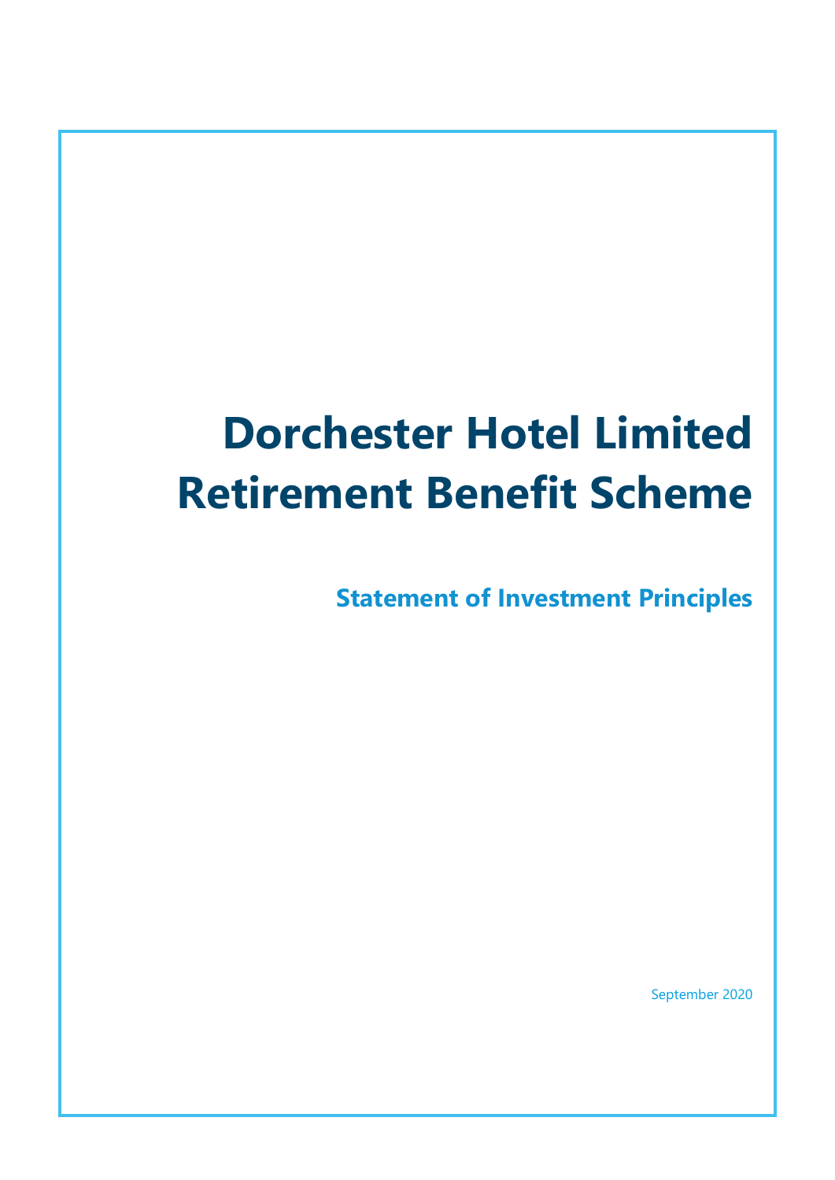# Dorchester Hotel Limited Retirement Benefit Scheme

## Statement of Investment Principles

September 2020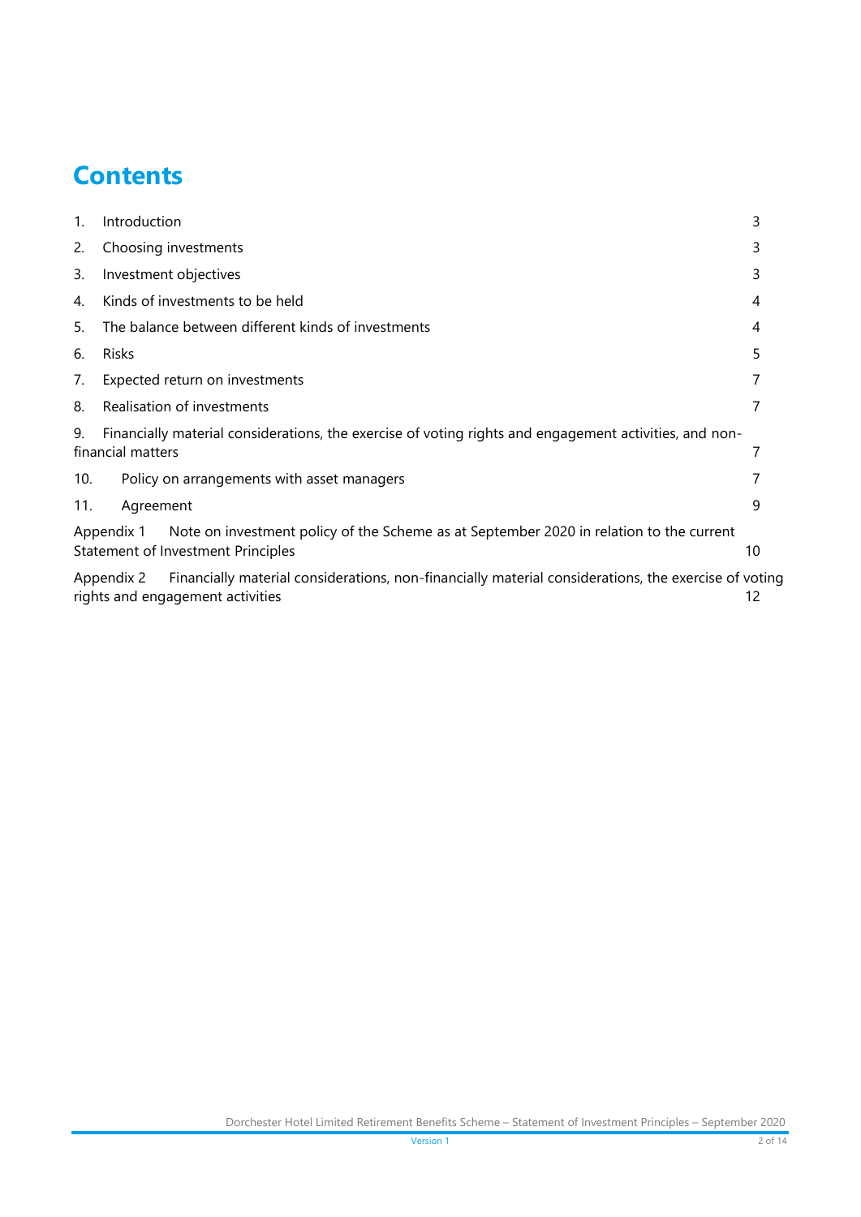# Contents

| | | |
|---|---|---|
| 1. | Introduction | 3 |
| 2. | Choosing investments | 3 |
| 3. | Investment objectives | 3 |
| 4. | Kinds of investments to be held | 4 |
| 5. | The balance between different kinds of investments | 4 |
| 6. | Risks | 5 |
| 7. | Expected return on investments | 7 |
| 8. | Realisation of investments | 7 |
| 9. | Financially material considerations, the exercise of voting rights and engagement activities, and non-financial matters | 7 |
| 10. | Policy on arrangements with asset managers | 7 |
| 11. | Agreement | 9 |
| Appendix 1 | Note on investment policy of the Scheme as at September 2020 in relation to the current Statement of Investment Principles | 10 |
| Appendix 2 | Financially material considerations, non-financially material considerations, the exercise of voting rights and engagement activities | 12 |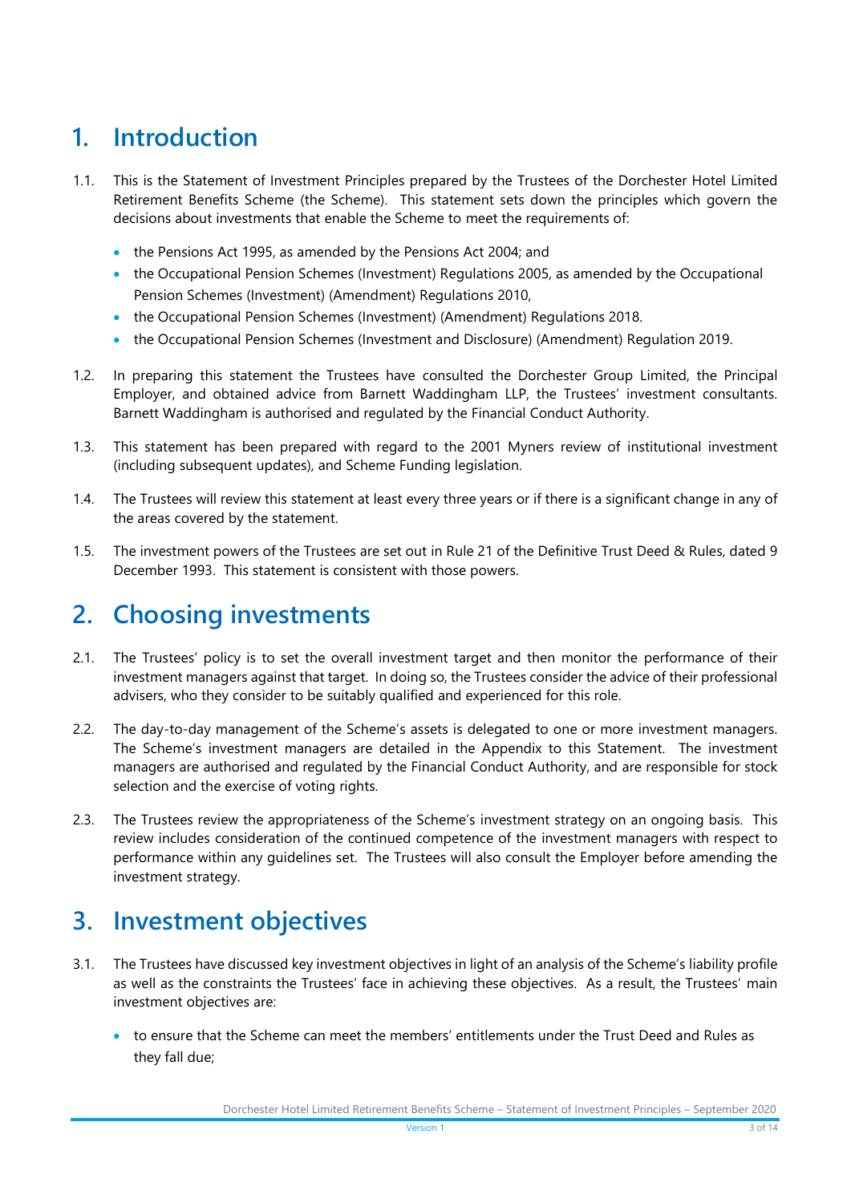# 1. Introduction

1.1. This is the Statement of Investment Principles prepared by the Trustees of the Dorchester Hotel Limited Retirement Benefits Scheme (the Scheme). This statement sets down the principles which govern the decisions about investments that enable the Scheme to meet the requirements of:

- the Pensions Act 1995, as amended by the Pensions Act 2004; and
- the Occupational Pension Schemes (Investment) Regulations 2005, as amended by the Occupational Pension Schemes (Investment) (Amendment) Regulations 2010,
- the Occupational Pension Schemes (Investment) (Amendment) Regulations 2018.
- the Occupational Pension Schemes (Investment and Disclosure) (Amendment) Regulation 2019.

1.2. In preparing this statement the Trustees have consulted the Dorchester Group Limited, the Principal Employer, and obtained advice from Barnett Waddingham LLP, the Trustees' investment consultants. Barnett Waddingham is authorised and regulated by the Financial Conduct Authority.

1.3. This statement has been prepared with regard to the 2001 Myners review of institutional investment (including subsequent updates), and Scheme Funding legislation.

1.4. The Trustees will review this statement at least every three years or if there is a significant change in any of the areas covered by the statement.

1.5. The investment powers of the Trustees are set out in Rule 21 of the Definitive Trust Deed & Rules, dated 9 December 1993. This statement is consistent with those powers.

# 2. Choosing investments

2.1. The Trustees' policy is to set the overall investment target and then monitor the performance of their investment managers against that target. In doing so, the Trustees consider the advice of their professional advisers, who they consider to be suitably qualified and experienced for this role.

2.2. The day-to-day management of the Scheme's assets is delegated to one or more investment managers. The Scheme's investment managers are detailed in the Appendix to this Statement. The investment managers are authorised and regulated by the Financial Conduct Authority, and are responsible for stock selection and the exercise of voting rights.

2.3. The Trustees review the appropriateness of the Scheme's investment strategy on an ongoing basis. This review includes consideration of the continued competence of the investment managers with respect to performance within any guidelines set. The Trustees will also consult the Employer before amending the investment strategy.

# 3. Investment objectives

3.1. The Trustees have discussed key investment objectives in light of an analysis of the Scheme's liability profile as well as the constraints the Trustees' face in achieving these objectives. As a result, the Trustees' main investment objectives are:

- to ensure that the Scheme can meet the members' entitlements under the Trust Deed and Rules as they fall due;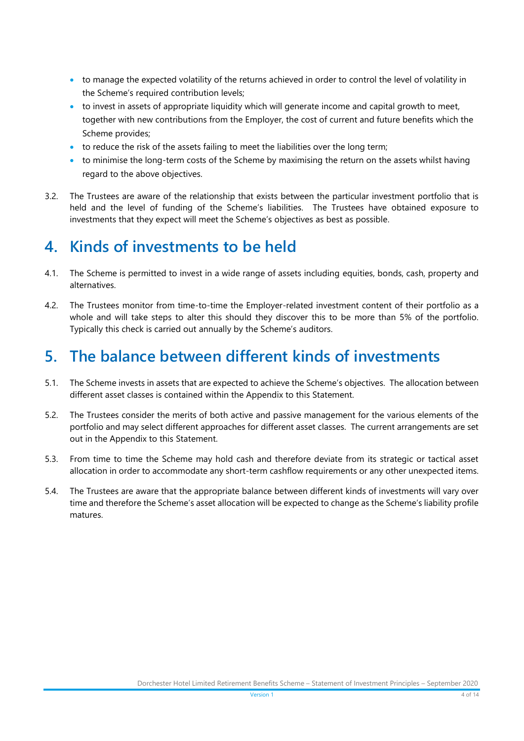- to manage the expected volatility of the returns achieved in order to control the level of volatility in the Scheme's required contribution levels;
- to invest in assets of appropriate liquidity which will generate income and capital growth to meet, together with new contributions from the Employer, the cost of current and future benefits which the Scheme provides;
- to reduce the risk of the assets failing to meet the liabilities over the long term;
- to minimise the long-term costs of the Scheme by maximising the return on the assets whilst having regard to the above objectives.

3.2. The Trustees are aware of the relationship that exists between the particular investment portfolio that is held and the level of funding of the Scheme's liabilities. The Trustees have obtained exposure to investments that they expect will meet the Scheme's objectives as best as possible.

## 4. Kinds of investments to be held

4.1. The Scheme is permitted to invest in a wide range of assets including equities, bonds, cash, property and alternatives.

4.2. The Trustees monitor from time-to-time the Employer-related investment content of their portfolio as a whole and will take steps to alter this should they discover this to be more than 5% of the portfolio. Typically this check is carried out annually by the Scheme's auditors.

## 5. The balance between different kinds of investments

5.1. The Scheme invests in assets that are expected to achieve the Scheme's objectives. The allocation between different asset classes is contained within the Appendix to this Statement.

5.2. The Trustees consider the merits of both active and passive management for the various elements of the portfolio and may select different approaches for different asset classes. The current arrangements are set out in the Appendix to this Statement.

5.3. From time to time the Scheme may hold cash and therefore deviate from its strategic or tactical asset allocation in order to accommodate any short-term cashflow requirements or any other unexpected items.

5.4. The Trustees are aware that the appropriate balance between different kinds of investments will vary over time and therefore the Scheme's asset allocation will be expected to change as the Scheme's liability profile matures.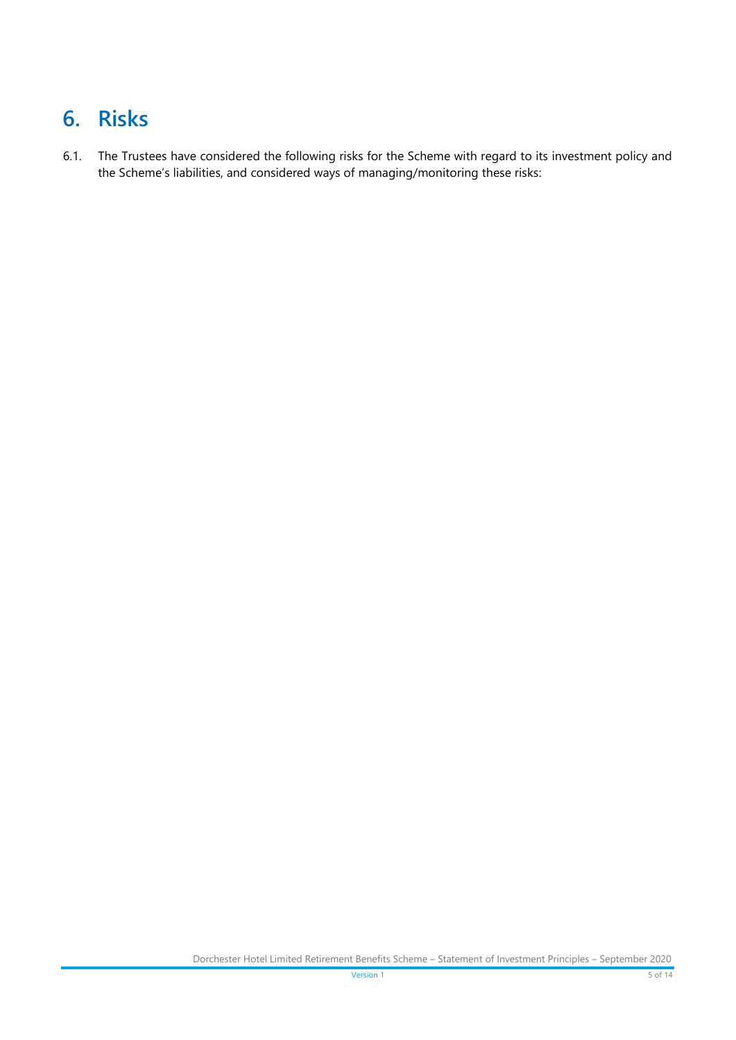# 6. Risks

6.1. The Trustees have considered the following risks for the Scheme with regard to its investment policy and the Scheme's liabilities, and considered ways of managing/monitoring these risks: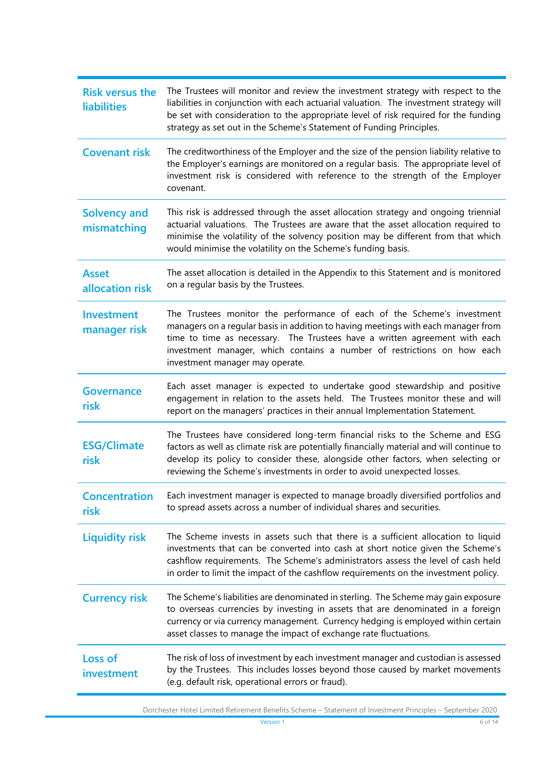| | |
|---|---|
| **Risk versus the liabilities** | The Trustees will monitor and review the investment strategy with respect to the liabilities in conjunction with each actuarial valuation. The investment strategy will be set with consideration to the appropriate level of risk required for the funding strategy as set out in the Scheme's Statement of Funding Principles. |
| **Covenant risk** | The creditworthiness of the Employer and the size of the pension liability relative to the Employer's earnings are monitored on a regular basis. The appropriate level of investment risk is considered with reference to the strength of the Employer covenant. |
| **Solvency and mismatching** | This risk is addressed through the asset allocation strategy and ongoing triennial actuarial valuations. The Trustees are aware that the asset allocation required to minimise the volatility of the solvency position may be different from that which would minimise the volatility on the Scheme's funding basis. |
| **Asset allocation risk** | The asset allocation is detailed in the Appendix to this Statement and is monitored on a regular basis by the Trustees. |
| **Investment manager risk** | The Trustees monitor the performance of each of the Scheme's investment managers on a regular basis in addition to having meetings with each manager from time to time as necessary. The Trustees have a written agreement with each investment manager, which contains a number of restrictions on how each investment manager may operate. |
| **Governance risk** | Each asset manager is expected to undertake good stewardship and positive engagement in relation to the assets held. The Trustees monitor these and will report on the managers' practices in their annual Implementation Statement. |
| **ESG/Climate risk** | The Trustees have considered long-term financial risks to the Scheme and ESG factors as well as climate risk are potentially financially material and will continue to develop its policy to consider these, alongside other factors, when selecting or reviewing the Scheme's investments in order to avoid unexpected losses. |
| **Concentration risk** | Each investment manager is expected to manage broadly diversified portfolios and to spread assets across a number of individual shares and securities. |
| **Liquidity risk** | The Scheme invests in assets such that there is a sufficient allocation to liquid investments that can be converted into cash at short notice given the Scheme's cashflow requirements. The Scheme's administrators assess the level of cash held in order to limit the impact of the cashflow requirements on the investment policy. |
| **Currency risk** | The Scheme's liabilities are denominated in sterling. The Scheme may gain exposure to overseas currencies by investing in assets that are denominated in a foreign currency or via currency management. Currency hedging is employed within certain asset classes to manage the impact of exchange rate fluctuations. |
| **Loss of investment** | The risk of loss of investment by each investment manager and custodian is assessed by the Trustees. This includes losses beyond those caused by market movements (e.g. default risk, operational errors or fraud). |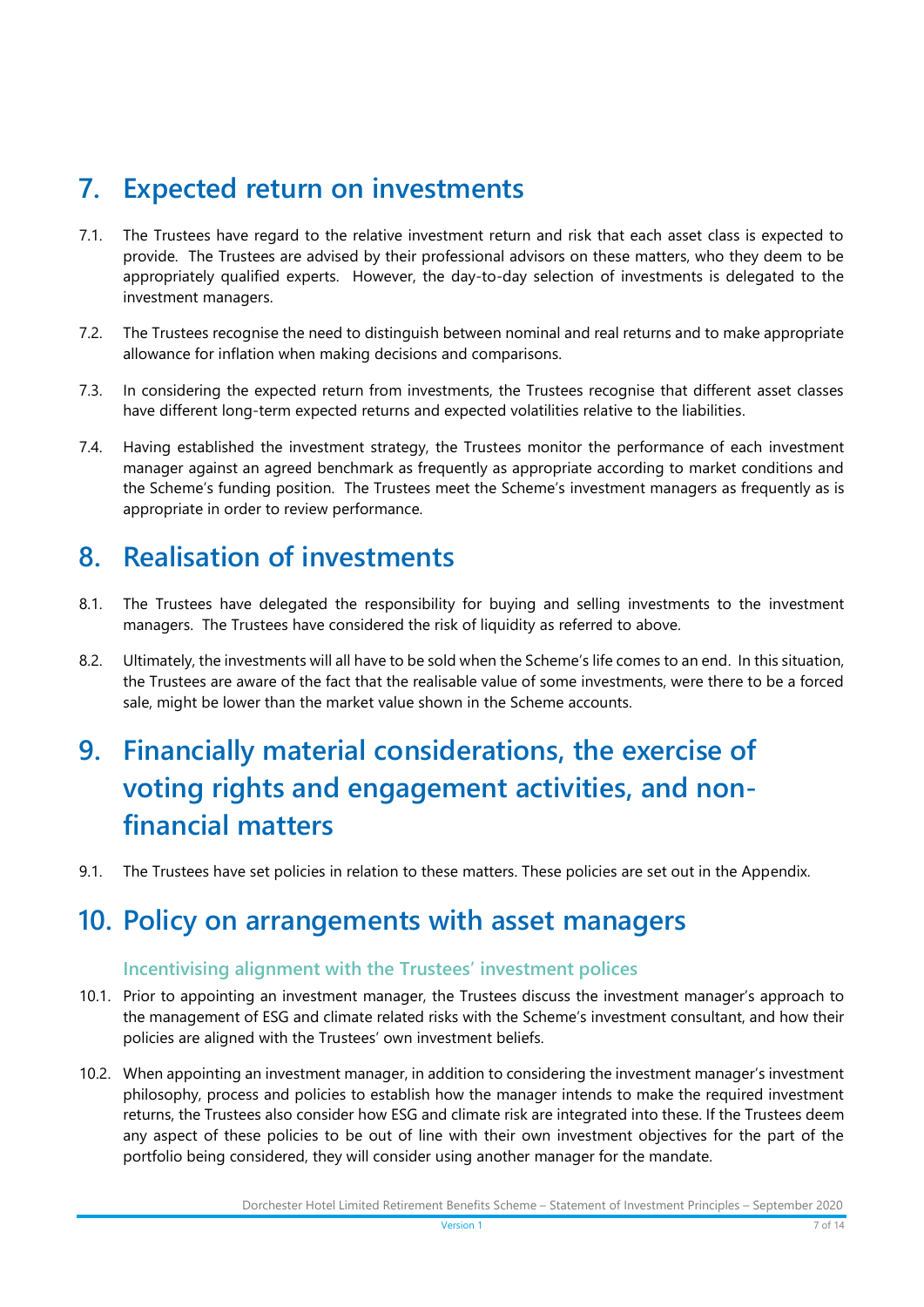# 7. Expected return on investments

7.1. The Trustees have regard to the relative investment return and risk that each asset class is expected to provide. The Trustees are advised by their professional advisors on these matters, who they deem to be appropriately qualified experts. However, the day-to-day selection of investments is delegated to the investment managers.

7.2. The Trustees recognise the need to distinguish between nominal and real returns and to make appropriate allowance for inflation when making decisions and comparisons.

7.3. In considering the expected return from investments, the Trustees recognise that different asset classes have different long-term expected returns and expected volatilities relative to the liabilities.

7.4. Having established the investment strategy, the Trustees monitor the performance of each investment manager against an agreed benchmark as frequently as appropriate according to market conditions and the Scheme's funding position. The Trustees meet the Scheme's investment managers as frequently as is appropriate in order to review performance.

# 8. Realisation of investments

8.1. The Trustees have delegated the responsibility for buying and selling investments to the investment managers. The Trustees have considered the risk of liquidity as referred to above.

8.2. Ultimately, the investments will all have to be sold when the Scheme's life comes to an end. In this situation, the Trustees are aware of the fact that the realisable value of some investments, were there to be a forced sale, might be lower than the market value shown in the Scheme accounts.

# 9. Financially material considerations, the exercise of voting rights and engagement activities, and non-financial matters

9.1. The Trustees have set policies in relation to these matters. These policies are set out in the Appendix.

# 10. Policy on arrangements with asset managers

### Incentivising alignment with the Trustees' investment polices

10.1. Prior to appointing an investment manager, the Trustees discuss the investment manager's approach to the management of ESG and climate related risks with the Scheme's investment consultant, and how their policies are aligned with the Trustees' own investment beliefs.

10.2. When appointing an investment manager, in addition to considering the investment manager's investment philosophy, process and policies to establish how the manager intends to make the required investment returns, the Trustees also consider how ESG and climate risk are integrated into these. If the Trustees deem any aspect of these policies to be out of line with their own investment objectives for the part of the portfolio being considered, they will consider using another manager for the mandate.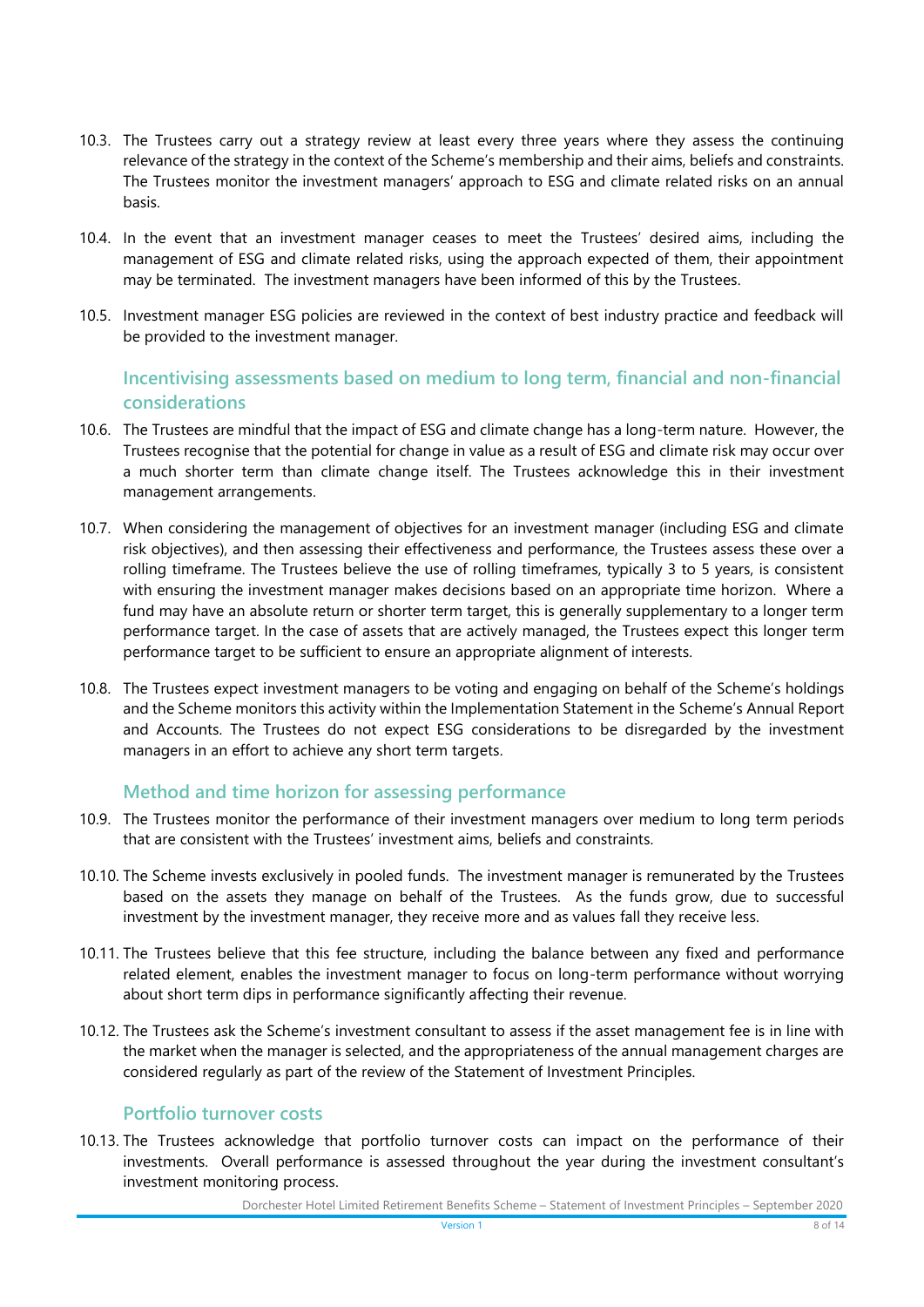10.3. The Trustees carry out a strategy review at least every three years where they assess the continuing relevance of the strategy in the context of the Scheme's membership and their aims, beliefs and constraints. The Trustees monitor the investment managers' approach to ESG and climate related risks on an annual basis.

10.4. In the event that an investment manager ceases to meet the Trustees' desired aims, including the management of ESG and climate related risks, using the approach expected of them, their appointment may be terminated. The investment managers have been informed of this by the Trustees.

10.5. Investment manager ESG policies are reviewed in the context of best industry practice and feedback will be provided to the investment manager.

### Incentivising assessments based on medium to long term, financial and non-financial considerations

10.6. The Trustees are mindful that the impact of ESG and climate change has a long-term nature. However, the Trustees recognise that the potential for change in value as a result of ESG and climate risk may occur over a much shorter term than climate change itself. The Trustees acknowledge this in their investment management arrangements.

10.7. When considering the management of objectives for an investment manager (including ESG and climate risk objectives), and then assessing their effectiveness and performance, the Trustees assess these over a rolling timeframe. The Trustees believe the use of rolling timeframes, typically 3 to 5 years, is consistent with ensuring the investment manager makes decisions based on an appropriate time horizon. Where a fund may have an absolute return or shorter term target, this is generally supplementary to a longer term performance target. In the case of assets that are actively managed, the Trustees expect this longer term performance target to be sufficient to ensure an appropriate alignment of interests.

10.8. The Trustees expect investment managers to be voting and engaging on behalf of the Scheme's holdings and the Scheme monitors this activity within the Implementation Statement in the Scheme's Annual Report and Accounts. The Trustees do not expect ESG considerations to be disregarded by the investment managers in an effort to achieve any short term targets.

### Method and time horizon for assessing performance

10.9. The Trustees monitor the performance of their investment managers over medium to long term periods that are consistent with the Trustees' investment aims, beliefs and constraints.

10.10. The Scheme invests exclusively in pooled funds. The investment manager is remunerated by the Trustees based on the assets they manage on behalf of the Trustees. As the funds grow, due to successful investment by the investment manager, they receive more and as values fall they receive less.

10.11. The Trustees believe that this fee structure, including the balance between any fixed and performance related element, enables the investment manager to focus on long-term performance without worrying about short term dips in performance significantly affecting their revenue.

10.12. The Trustees ask the Scheme's investment consultant to assess if the asset management fee is in line with the market when the manager is selected, and the appropriateness of the annual management charges are considered regularly as part of the review of the Statement of Investment Principles.

### Portfolio turnover costs

10.13. The Trustees acknowledge that portfolio turnover costs can impact on the performance of their investments. Overall performance is assessed throughout the year during the investment consultant's investment monitoring process.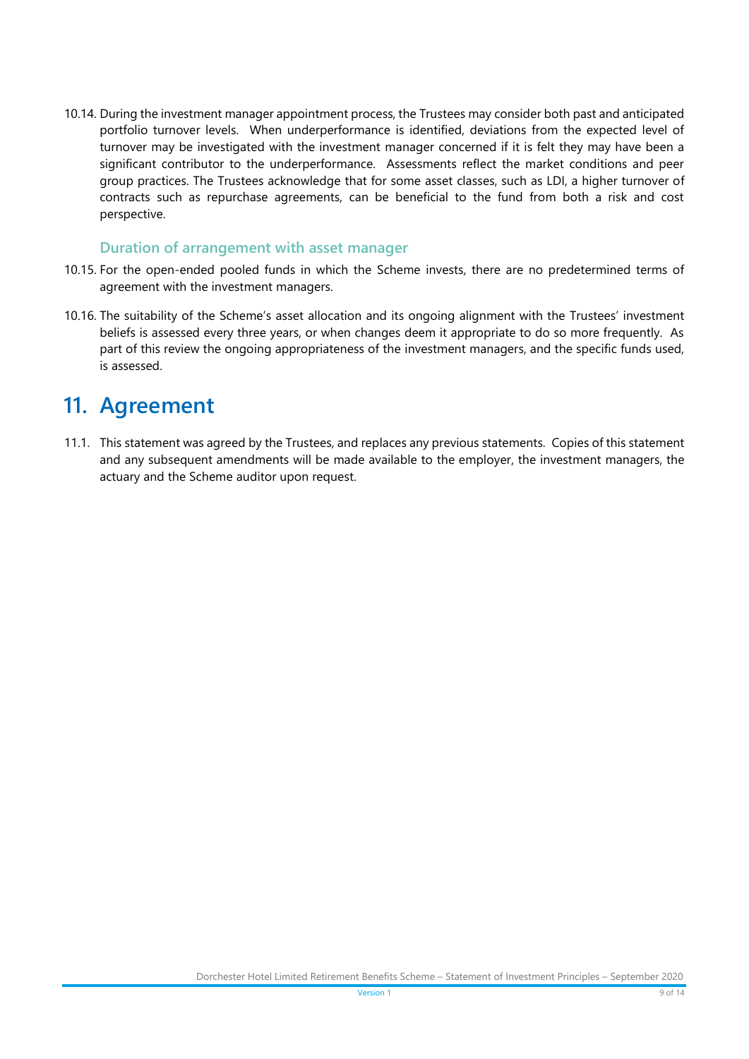10.14. During the investment manager appointment process, the Trustees may consider both past and anticipated portfolio turnover levels. When underperformance is identified, deviations from the expected level of turnover may be investigated with the investment manager concerned if it is felt they may have been a significant contributor to the underperformance. Assessments reflect the market conditions and peer group practices. The Trustees acknowledge that for some asset classes, such as LDI, a higher turnover of contracts such as repurchase agreements, can be beneficial to the fund from both a risk and cost perspective.

### Duration of arrangement with asset manager

10.15. For the open-ended pooled funds in which the Scheme invests, there are no predetermined terms of agreement with the investment managers.

10.16. The suitability of the Scheme's asset allocation and its ongoing alignment with the Trustees' investment beliefs is assessed every three years, or when changes deem it appropriate to do so more frequently. As part of this review the ongoing appropriateness of the investment managers, and the specific funds used, is assessed.

# 11. Agreement

11.1. This statement was agreed by the Trustees, and replaces any previous statements. Copies of this statement and any subsequent amendments will be made available to the employer, the investment managers, the actuary and the Scheme auditor upon request.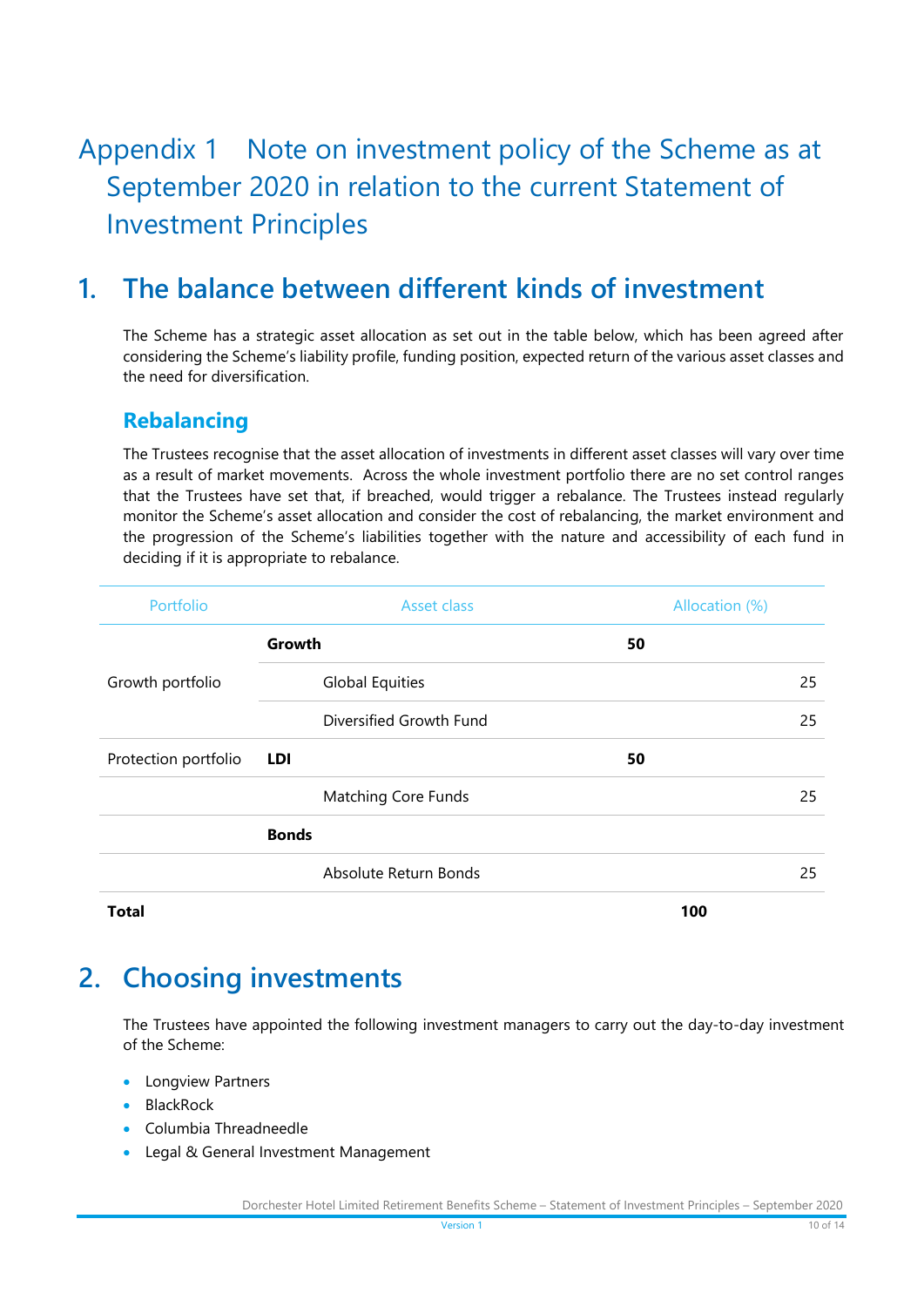# Appendix 1 Note on investment policy of the Scheme as at September 2020 in relation to the current Statement of Investment Principles

## 1. The balance between different kinds of investment

The Scheme has a strategic asset allocation as set out in the table below, which has been agreed after considering the Scheme's liability profile, funding position, expected return of the various asset classes and the need for diversification.

### Rebalancing

The Trustees recognise that the asset allocation of investments in different asset classes will vary over time as a result of market movements. Across the whole investment portfolio there are no set control ranges that the Trustees have set that, if breached, would trigger a rebalance. The Trustees instead regularly monitor the Scheme's asset allocation and consider the cost of rebalancing, the market environment and the progression of the Scheme's liabilities together with the nature and accessibility of each fund in deciding if it is appropriate to rebalance.

| Portfolio | Asset class | | Allocation (%) | |
|---|---|---|---|---|
| | **Growth** | | **50** | |
| Growth portfolio | | Global Equities | | 25 |
| | | Diversified Growth Fund | | 25 |
| Protection portfolio | **LDI** | | **50** | |
| | | Matching Core Funds | | 25 |
| | **Bonds** | | | |
| | | Absolute Return Bonds | | 25 |
| **Total** | | | **100** | |

## 2. Choosing investments

The Trustees have appointed the following investment managers to carry out the day-to-day investment of the Scheme:

- Longview Partners
- BlackRock
- Columbia Threadneedle
- Legal & General Investment Management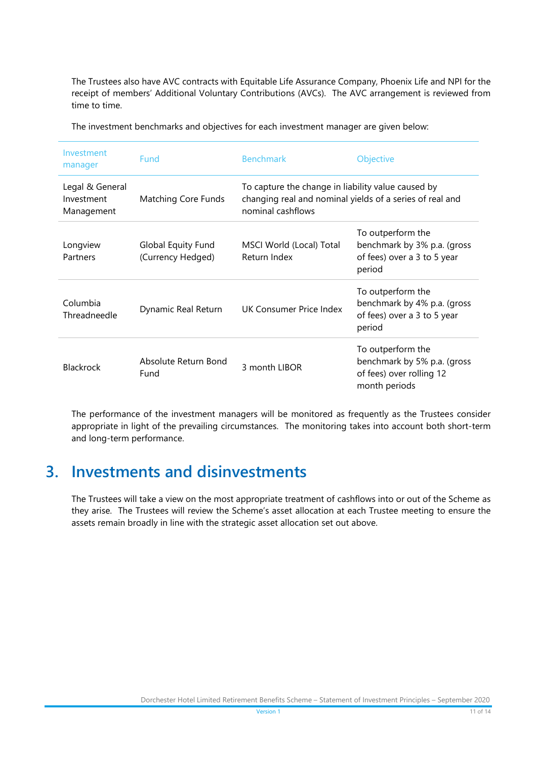The Trustees also have AVC contracts with Equitable Life Assurance Company, Phoenix Life and NPI for the receipt of members' Additional Voluntary Contributions (AVCs). The AVC arrangement is reviewed from time to time.

The investment benchmarks and objectives for each investment manager are given below:

| Investment manager | Fund | Benchmark | Objective |
|---|---|---|---|
| Legal & General Investment Management | Matching Core Funds | To capture the change in liability value caused by changing real and nominal yields of a series of real and nominal cashflows | |
| Longview Partners | Global Equity Fund (Currency Hedged) | MSCI World (Local) Total Return Index | To outperform the benchmark by 3% p.a. (gross of fees) over a 3 to 5 year period |
| Columbia Threadneedle | Dynamic Real Return | UK Consumer Price Index | To outperform the benchmark by 4% p.a. (gross of fees) over a 3 to 5 year period |
| Blackrock | Absolute Return Bond Fund | 3 month LIBOR | To outperform the benchmark by 5% p.a. (gross of fees) over rolling 12 month periods |

The performance of the investment managers will be monitored as frequently as the Trustees consider appropriate in light of the prevailing circumstances. The monitoring takes into account both short-term and long-term performance.

# 3. Investments and disinvestments

The Trustees will take a view on the most appropriate treatment of cashflows into or out of the Scheme as they arise. The Trustees will review the Scheme's asset allocation at each Trustee meeting to ensure the assets remain broadly in line with the strategic asset allocation set out above.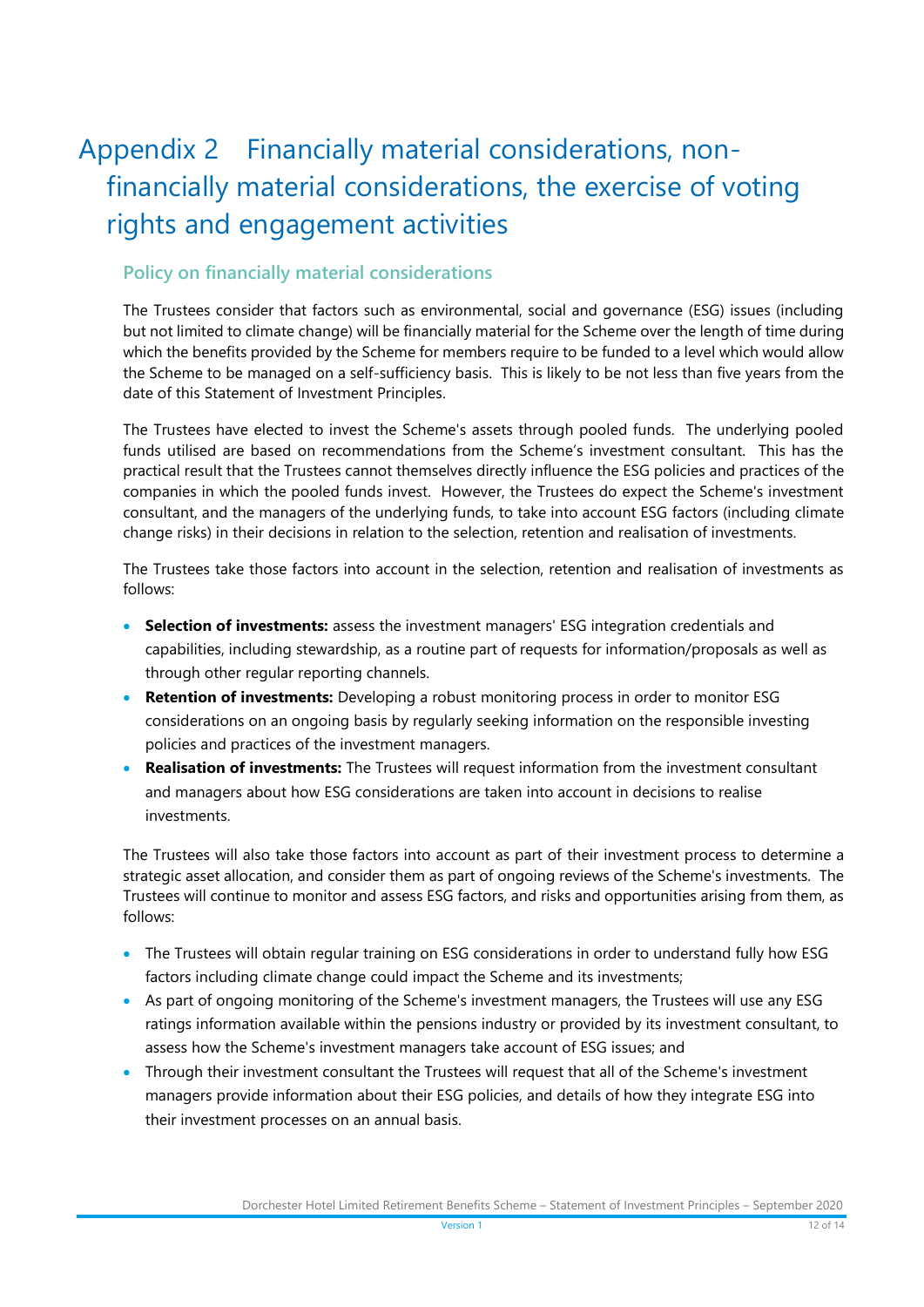# Appendix 2 Financially material considerations, non-financially material considerations, the exercise of voting rights and engagement activities

## Policy on financially material considerations

The Trustees consider that factors such as environmental, social and governance (ESG) issues (including but not limited to climate change) will be financially material for the Scheme over the length of time during which the benefits provided by the Scheme for members require to be funded to a level which would allow the Scheme to be managed on a self-sufficiency basis. This is likely to be not less than five years from the date of this Statement of Investment Principles.

The Trustees have elected to invest the Scheme's assets through pooled funds. The underlying pooled funds utilised are based on recommendations from the Scheme's investment consultant. This has the practical result that the Trustees cannot themselves directly influence the ESG policies and practices of the companies in which the pooled funds invest. However, the Trustees do expect the Scheme's investment consultant, and the managers of the underlying funds, to take into account ESG factors (including climate change risks) in their decisions in relation to the selection, retention and realisation of investments.

The Trustees take those factors into account in the selection, retention and realisation of investments as follows:

- **Selection of investments:** assess the investment managers' ESG integration credentials and capabilities, including stewardship, as a routine part of requests for information/proposals as well as through other regular reporting channels.
- **Retention of investments:** Developing a robust monitoring process in order to monitor ESG considerations on an ongoing basis by regularly seeking information on the responsible investing policies and practices of the investment managers.
- **Realisation of investments:** The Trustees will request information from the investment consultant and managers about how ESG considerations are taken into account in decisions to realise investments.

The Trustees will also take those factors into account as part of their investment process to determine a strategic asset allocation, and consider them as part of ongoing reviews of the Scheme's investments. The Trustees will continue to monitor and assess ESG factors, and risks and opportunities arising from them, as follows:

- The Trustees will obtain regular training on ESG considerations in order to understand fully how ESG factors including climate change could impact the Scheme and its investments;
- As part of ongoing monitoring of the Scheme's investment managers, the Trustees will use any ESG ratings information available within the pensions industry or provided by its investment consultant, to assess how the Scheme's investment managers take account of ESG issues; and
- Through their investment consultant the Trustees will request that all of the Scheme's investment managers provide information about their ESG policies, and details of how they integrate ESG into their investment processes on an annual basis.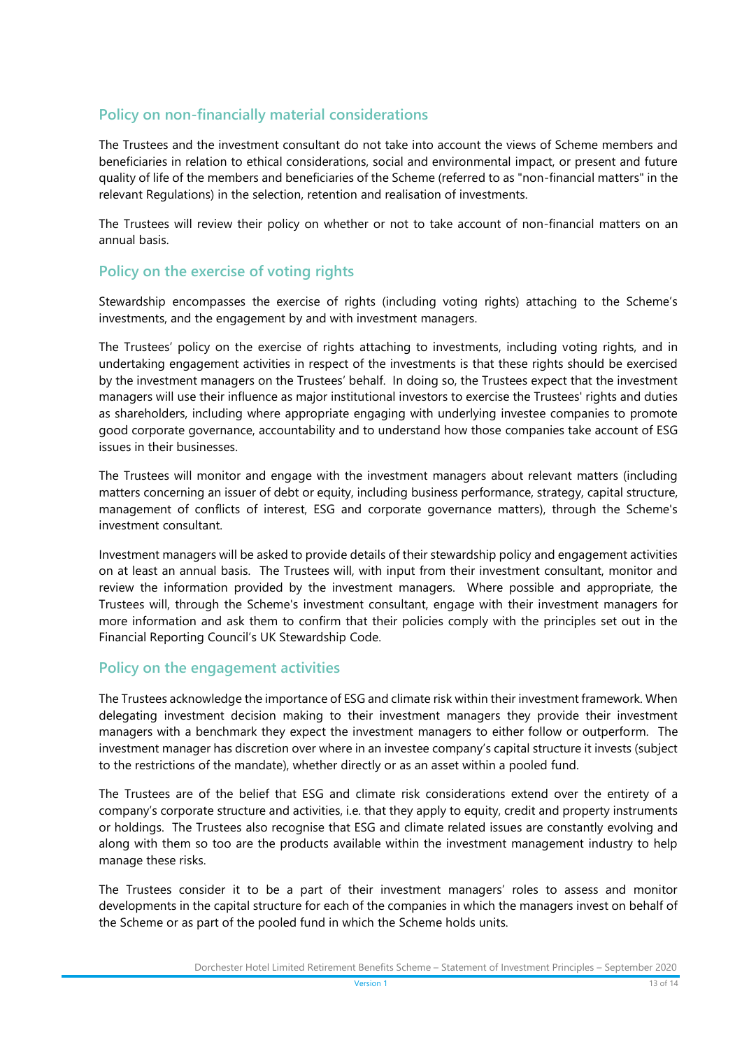## Policy on non-financially material considerations

The Trustees and the investment consultant do not take into account the views of Scheme members and beneficiaries in relation to ethical considerations, social and environmental impact, or present and future quality of life of the members and beneficiaries of the Scheme (referred to as "non-financial matters" in the relevant Regulations) in the selection, retention and realisation of investments.

The Trustees will review their policy on whether or not to take account of non-financial matters on an annual basis.

## Policy on the exercise of voting rights

Stewardship encompasses the exercise of rights (including voting rights) attaching to the Scheme's investments, and the engagement by and with investment managers.

The Trustees' policy on the exercise of rights attaching to investments, including voting rights, and in undertaking engagement activities in respect of the investments is that these rights should be exercised by the investment managers on the Trustees' behalf. In doing so, the Trustees expect that the investment managers will use their influence as major institutional investors to exercise the Trustees' rights and duties as shareholders, including where appropriate engaging with underlying investee companies to promote good corporate governance, accountability and to understand how those companies take account of ESG issues in their businesses.

The Trustees will monitor and engage with the investment managers about relevant matters (including matters concerning an issuer of debt or equity, including business performance, strategy, capital structure, management of conflicts of interest, ESG and corporate governance matters), through the Scheme's investment consultant.

Investment managers will be asked to provide details of their stewardship policy and engagement activities on at least an annual basis. The Trustees will, with input from their investment consultant, monitor and review the information provided by the investment managers. Where possible and appropriate, the Trustees will, through the Scheme's investment consultant, engage with their investment managers for more information and ask them to confirm that their policies comply with the principles set out in the Financial Reporting Council's UK Stewardship Code.

## Policy on the engagement activities

The Trustees acknowledge the importance of ESG and climate risk within their investment framework. When delegating investment decision making to their investment managers they provide their investment managers with a benchmark they expect the investment managers to either follow or outperform. The investment manager has discretion over where in an investee company's capital structure it invests (subject to the restrictions of the mandate), whether directly or as an asset within a pooled fund.

The Trustees are of the belief that ESG and climate risk considerations extend over the entirety of a company's corporate structure and activities, i.e. that they apply to equity, credit and property instruments or holdings. The Trustees also recognise that ESG and climate related issues are constantly evolving and along with them so too are the products available within the investment management industry to help manage these risks.

The Trustees consider it to be a part of their investment managers' roles to assess and monitor developments in the capital structure for each of the companies in which the managers invest on behalf of the Scheme or as part of the pooled fund in which the Scheme holds units.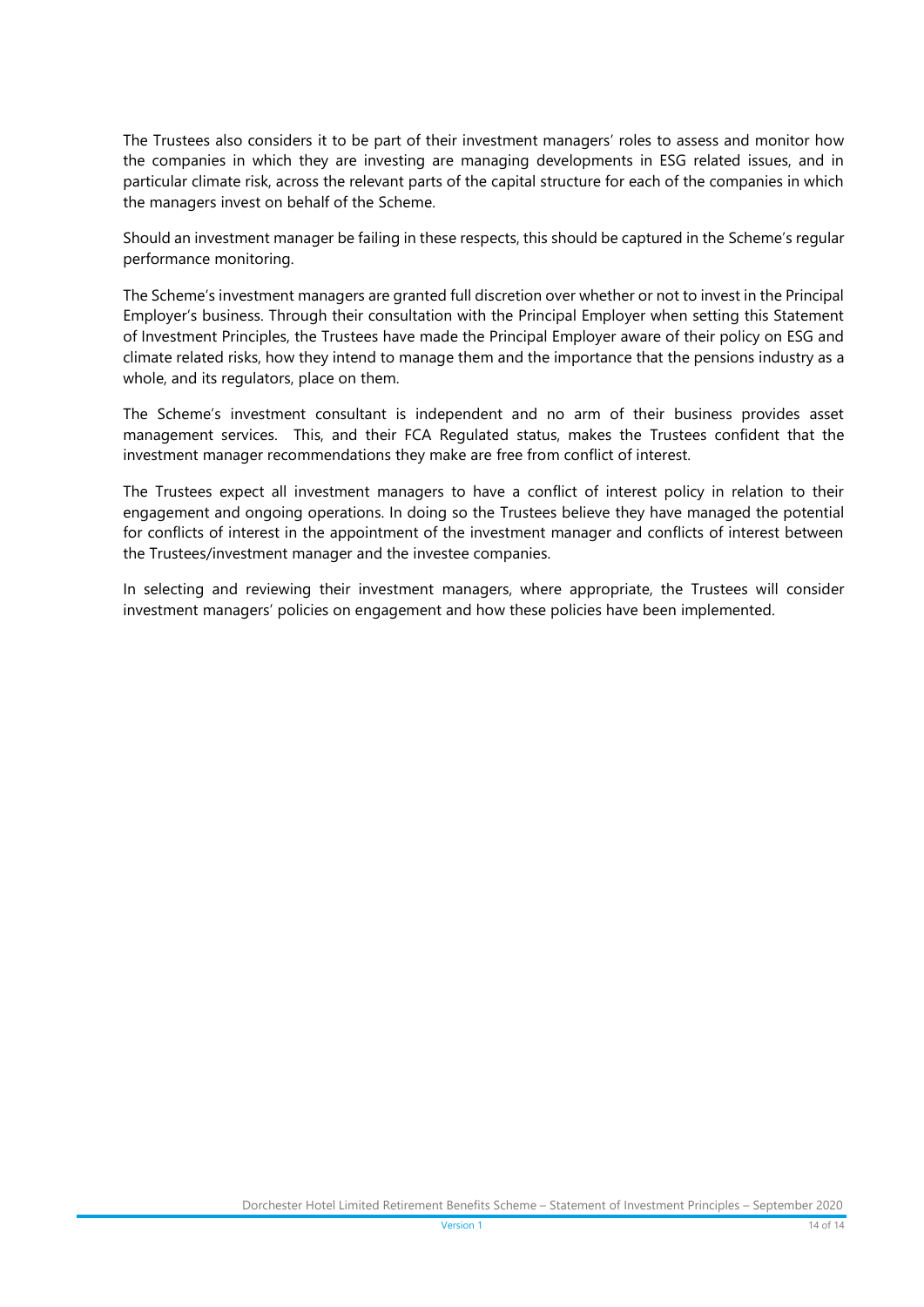The Trustees also considers it to be part of their investment managers' roles to assess and monitor how the companies in which they are investing are managing developments in ESG related issues, and in particular climate risk, across the relevant parts of the capital structure for each of the companies in which the managers invest on behalf of the Scheme.

Should an investment manager be failing in these respects, this should be captured in the Scheme's regular performance monitoring.

The Scheme's investment managers are granted full discretion over whether or not to invest in the Principal Employer's business. Through their consultation with the Principal Employer when setting this Statement of Investment Principles, the Trustees have made the Principal Employer aware of their policy on ESG and climate related risks, how they intend to manage them and the importance that the pensions industry as a whole, and its regulators, place on them.

The Scheme's investment consultant is independent and no arm of their business provides asset management services. This, and their FCA Regulated status, makes the Trustees confident that the investment manager recommendations they make are free from conflict of interest.

The Trustees expect all investment managers to have a conflict of interest policy in relation to their engagement and ongoing operations. In doing so the Trustees believe they have managed the potential for conflicts of interest in the appointment of the investment manager and conflicts of interest between the Trustees/investment manager and the investee companies.

In selecting and reviewing their investment managers, where appropriate, the Trustees will consider investment managers' policies on engagement and how these policies have been implemented.